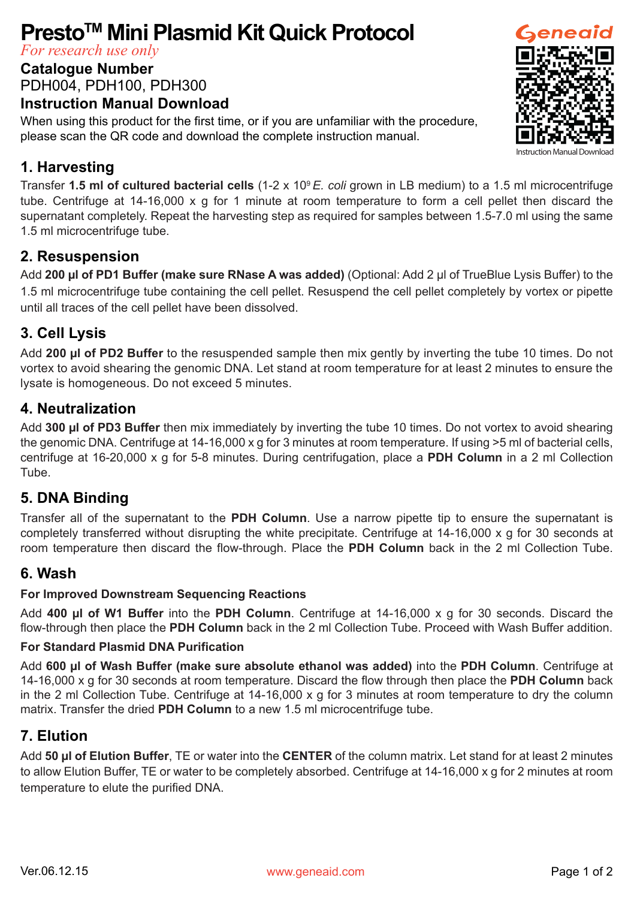# Presto™ Mini Plasmid Kit Quick Protocol

*For research use only*

**Catalogue Number**

PDH004, PDH100, PDH300

**Instruction Manual Download**

When using this product for the first time, or if you are unfamiliar with the procedure, please scan the QR code and download the complete instruction manual.

Instruction Manual Download

## 1. Harvesting

Transfer **1.5 ml of cultured bacterial cells** (1-2 x $10^9$ *E. coli* grown in LB medium) to a 1.5 ml microcentrifuge tube. Centrifuge at 14-16,000 x g for 1 minute at room temperature to form a cell pellet then discard the supernatant completely. Repeat the harvesting step as required for samples between 1.5-7.0 ml using the same 1.5 ml microcentrifuge tube.

## 2. Resuspension

Add **200 µl of PD1 Buffer (make sure RNase A was added)** (Optional: Add 2 µl of TrueBlue Lysis Buffer) to the 1.5 ml microcentrifuge tube containing the cell pellet. Resuspend the cell pellet completely by vortex or pipette until all traces of the cell pellet have been dissolved.

## 3. Cell Lysis

Add **200 µl of PD2 Buffer** to the resuspended sample then mix gently by inverting the tube 10 times. Do not vortex to avoid shearing the genomic DNA. Let stand at room temperature for at least 2 minutes to ensure the lysate is homogeneous. Do not exceed 5 minutes.

## 4. Neutralization

Add **300 µl of PD3 Buffer** then mix immediately by inverting the tube 10 times. Do not vortex to avoid shearing the genomic DNA. Centrifuge at 14-16,000 x g for 3 minutes at room temperature. If using >5 ml of bacterial cells, centrifuge at 16-20,000 x g for 5-8 minutes. During centrifugation, place a **PDH Column** in a 2 ml Collection Tube.

## 5. DNA Binding

Transfer all of the supernatant to the **PDH Column**. Use a narrow pipette tip to ensure the supernatant is completely transferred without disrupting the white precipitate. Centrifuge at 14-16,000 x g for 30 seconds at room temperature then discard the flow-through. Place the **PDH Column** back in the 2 ml Collection Tube.

## 6. Wash

**For Improved Downstream Sequencing Reactions**

Add **400 µl of W1 Buffer** into the **PDH Column**. Centrifuge at 14-16,000 x g for 30 seconds. Discard the flow-through then place the **PDH Column** back in the 2 ml Collection Tube. Proceed with Wash Buffer addition.

**For Standard Plasmid DNA Purification**

Add **600 µl of Wash Buffer (make sure absolute ethanol was added)** into the **PDH Column**. Centrifuge at 14-16,000 x g for 30 seconds at room temperature. Discard the flow through then place the **PDH Column** back in the 2 ml Collection Tube. Centrifuge at 14-16,000 x g for 3 minutes at room temperature to dry the column matrix. Transfer the dried **PDH Column** to a new 1.5 ml microcentrifuge tube.

## 7. Elution

Add **50 µl of Elution Buffer**, TE or water into the **CENTER** of the column matrix. Let stand for at least 2 minutes to allow Elution Buffer, TE or water to be completely absorbed. Centrifuge at 14-16,000 x g for 2 minutes at room temperature to elute the purified DNA.

Ver.06.12.15 www.geneaid.com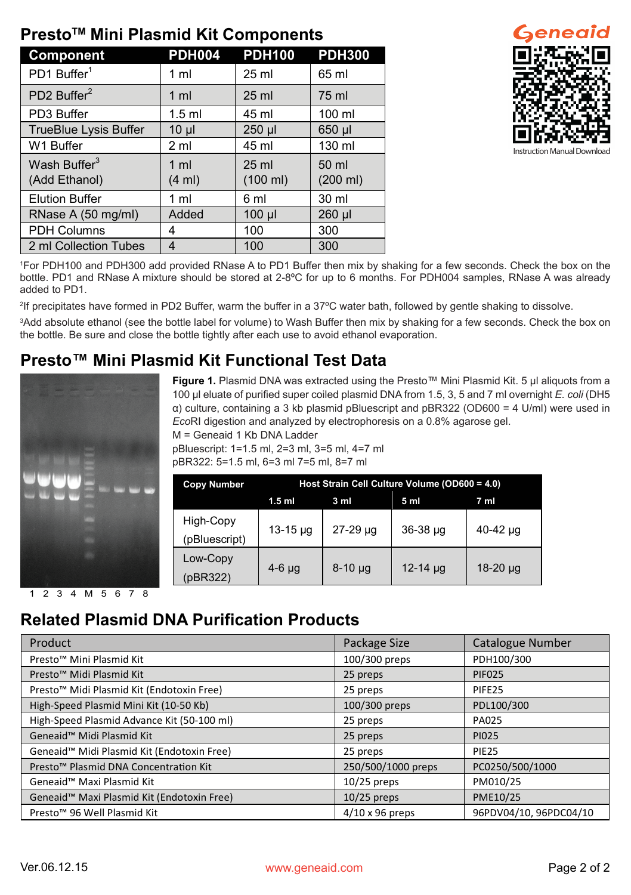## Presto™ Mini Plasmid Kit Components

| Component | PDH004 | PDH100 | PDH300 |
|---|---|---|---|
| PD1 Buffer[1] | 1 ml | 25 ml | 65 ml |
| PD2 Buffer[2] | 1 ml | 25 ml | 75 ml |
| PD3 Buffer | 1.5 ml | 45 ml | 100 ml |
| TrueBlue Lysis Buffer | 10 µl | 250 µl | 650 µl |
| W1 Buffer | 2 ml | 45 ml | 130 ml |
| Wash Buffer[3] (Add Ethanol) | 1 ml (4 ml) | 25 ml (100 ml) | 50 ml (200 ml) |
| Elution Buffer | 1 ml | 6 ml | 30 ml |
| RNase A (50 mg/ml) | Added | 100 µl | 260 µl |
| PDH Columns | 4 | 100 | 300 |
| 2 ml Collection Tubes | 4 | 100 | 300 |

Instruction Manual Download

[1]For PDH100 and PDH300 add provided RNase A to PD1 Buffer then mix by shaking for a few seconds. Check the box on the bottle. PD1 and RNase A mixture should be stored at 2-8ºC for up to 6 months. For PDH004 samples, RNase A was already added to PD1.

[2]If precipitates have formed in PD2 Buffer, warm the buffer in a 37ºC water bath, followed by gentle shaking to dissolve.

[3]Add absolute ethanol (see the bottle label for volume) to Wash Buffer then mix by shaking for a few seconds. Check the box on the bottle. Be sure and close the bottle tightly after each use to avoid ethanol evaporation.

## Presto™ Mini Plasmid Kit Functional Test Data

1 2 3 4 M 5 6 7 8

**Figure 1.** Plasmid DNA was extracted using the Presto™ Mini Plasmid Kit. 5 µl aliquots from a 100 µl eluate of purified super coiled plasmid DNA from 1.5, 3, 5 and 7 ml overnight *E. coli* (DH5 α) culture, containing a 3 kb plasmid pBluescript and pBR322 (OD600 = 4 U/ml) were used in *Eco*RI digestion and analyzed by electrophoresis on a 0.8% agarose gel.
M = Geneaid 1 Kb DNA Ladder
pBluescript: 1=1.5 ml, 2=3 ml, 3=5 ml, 4=7 ml
pBR322: 5=1.5 ml, 6=3 ml 7=5 ml, 8=7 ml

| Copy Number | Host Strain Cell Culture Volume (OD600 = 4.0) | | | |
|---|---|---|---|---|
| | 1.5 ml | 3 ml | 5 ml | 7 ml |
| High-Copy (pBluescript) | 13-15 µg | 27-29 µg | 36-38 µg | 40-42 µg |
| Low-Copy (pBR322) | 4-6 µg | 8-10 µg | 12-14 µg | 18-20 µg |

## Related Plasmid DNA Purification Products

| Product | Package Size | Catalogue Number |
|---|---|---|
| Presto™ Mini Plasmid Kit | 100/300 preps | PDH100/300 |
| Presto™ Midi Plasmid Kit | 25 preps | PIF025 |
| Presto™ Midi Plasmid Kit (Endotoxin Free) | 25 preps | PIFE25 |
| High-Speed Plasmid Mini Kit (10-50 Kb) | 100/300 preps | PDL100/300 |
| High-Speed Plasmid Advance Kit (50-100 ml) | 25 preps | PA025 |
| Geneaid™ Midi Plasmid Kit | 25 preps | PI025 |
| Geneaid™ Midi Plasmid Kit (Endotoxin Free) | 25 preps | PIE25 |
| Presto™ Plasmid DNA Concentration Kit | 250/500/1000 preps | PC0250/500/1000 |
| Geneaid™ Maxi Plasmid Kit | 10/25 preps | PM010/25 |
| Geneaid™ Maxi Plasmid Kit (Endotoxin Free) | 10/25 preps | PME10/25 |
| Presto™ 96 Well Plasmid Kit | 4/10 x 96 preps | 96PDV04/10, 96PDC04/10 |

Ver.06.12.15 www.geneaid.com